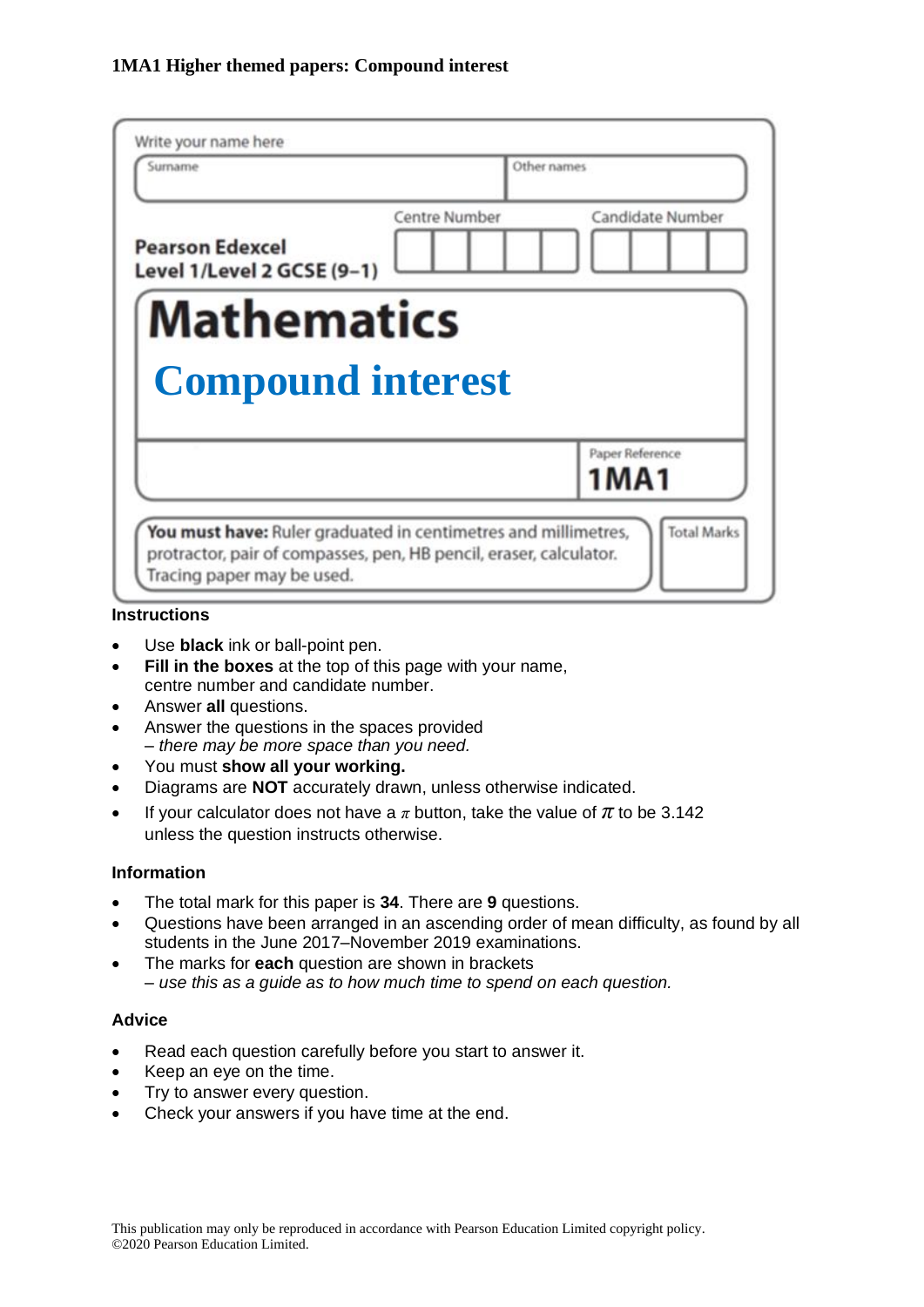**1MA1 Higher themed papers: Compound interest**

Write your name here

| Surname | Other names |
| --- | --- |
| | |

**Pearson Edexcel Level 1/Level 2 GCSE (9–1)**

Centre Number | Candidate Number

# Mathematics

## Compound interest

Paper Reference **1MA1**

**You must have:** Ruler graduated in centimetres and millimetres, protractor, pair of compasses, pen, HB pencil, eraser, calculator. Tracing paper may be used.

Total Marks

### Instructions

- Use **black** ink or ball-point pen.
- **Fill in the boxes** at the top of this page with your name, centre number and candidate number.
- Answer **all** questions.
- Answer the questions in the spaces provided
  *– there may be more space than you need.*
- You must **show all your working.**
- Diagrams are **NOT** accurately drawn, unless otherwise indicated.
- If your calculator does not have a $\pi$ button, take the value of $\pi$ to be 3.142 unless the question instructs otherwise.

### Information

- The total mark for this paper is **34**. There are **9** questions.
- Questions have been arranged in an ascending order of mean difficulty, as found by all students in the June 2017–November 2019 examinations.
- The marks for **each** question are shown in brackets
  *– use this as a guide as to how much time to spend on each question.*

### Advice

- Read each question carefully before you start to answer it.
- Keep an eye on the time.
- Try to answer every question.
- Check your answers if you have time at the end.

This publication may only be reproduced in accordance with Pearson Education Limited copyright policy.
©2020 Pearson Education Limited.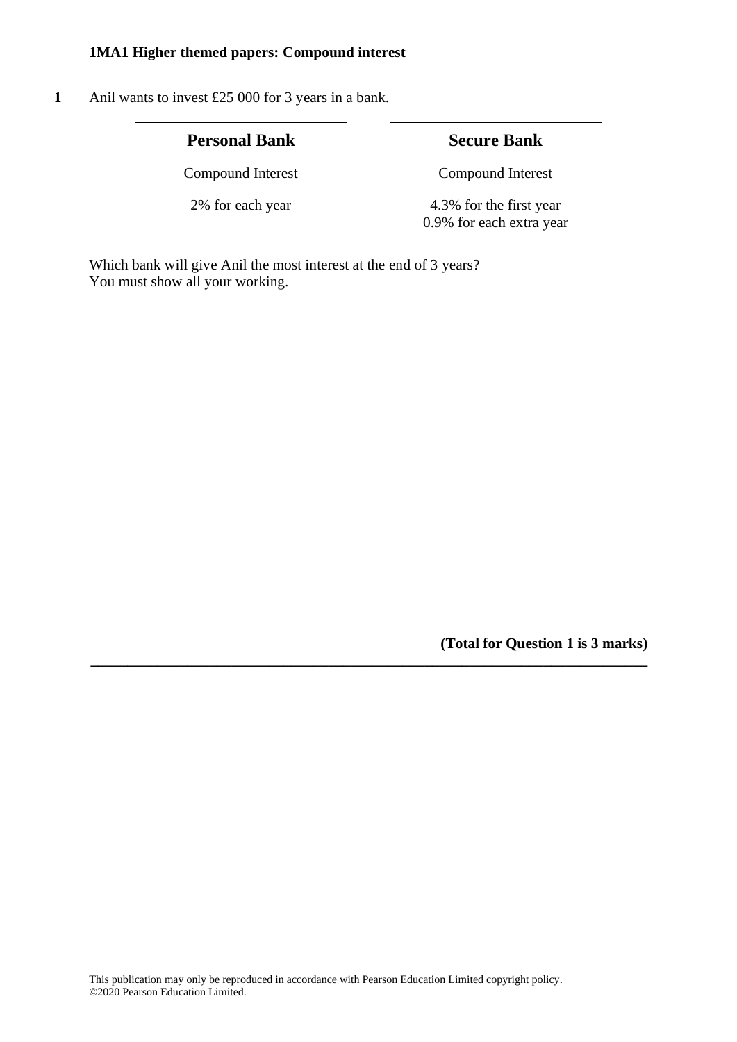**1MA1 Higher themed papers: Compound interest**

**1** Anil wants to invest £25 000 for 3 years in a bank.

| **Personal Bank** | **Secure Bank** |
| --- | --- |
| Compound Interest | Compound Interest |
| 2% for each year | 4.3% for the first year<br>0.9% for each extra year |

Which bank will give Anil the most interest at the end of 3 years?
You must show all your working.

**(Total for Question 1 is 3 marks)**

---

This publication may only be reproduced in accordance with Pearson Education Limited copyright policy.
©2020 Pearson Education Limited.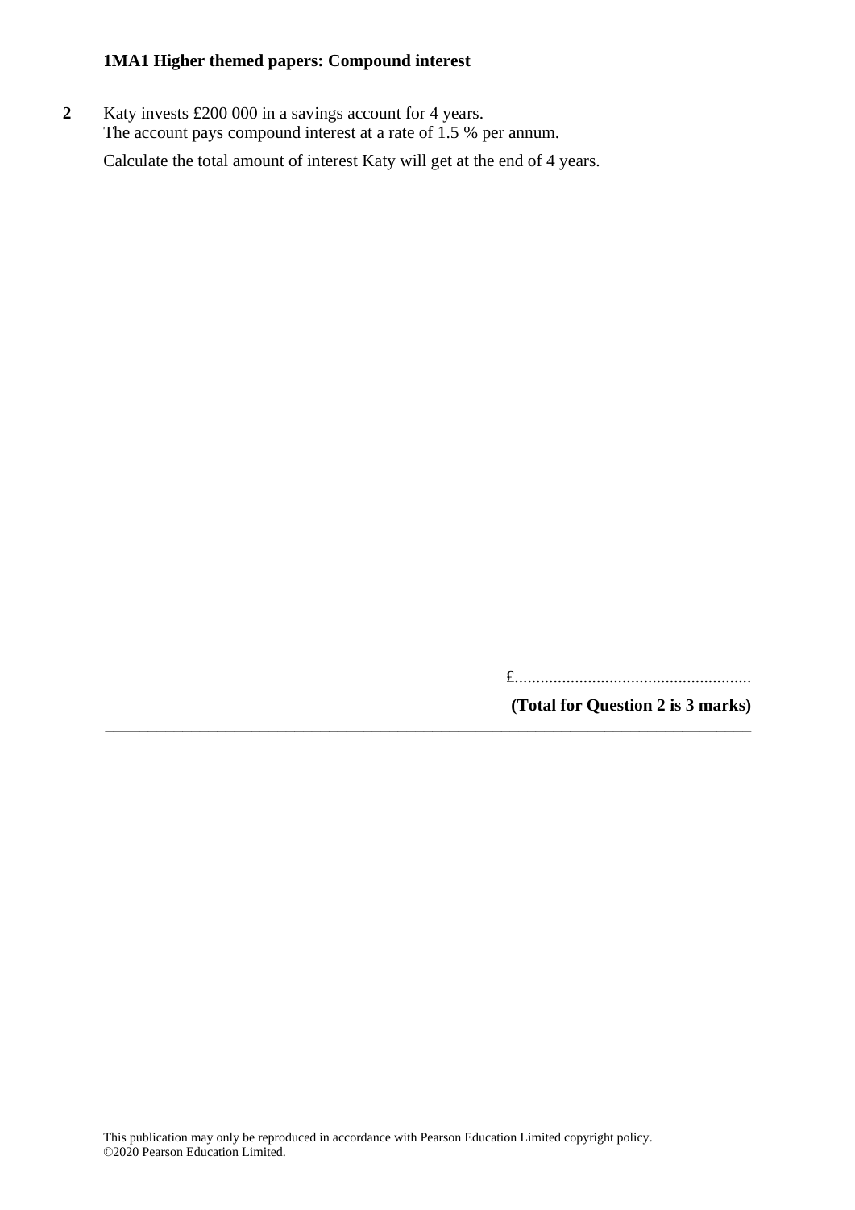**1MA1 Higher themed papers: Compound interest**

**2** Katy invests £200 000 in a savings account for 4 years.
The account pays compound interest at a rate of 1.5 % per annum.

Calculate the total amount of interest Katy will get at the end of 4 years.

£.......................................................

**(Total for Question 2 is 3 marks)**

---

This publication may only be reproduced in accordance with Pearson Education Limited copyright policy.
©2020 Pearson Education Limited.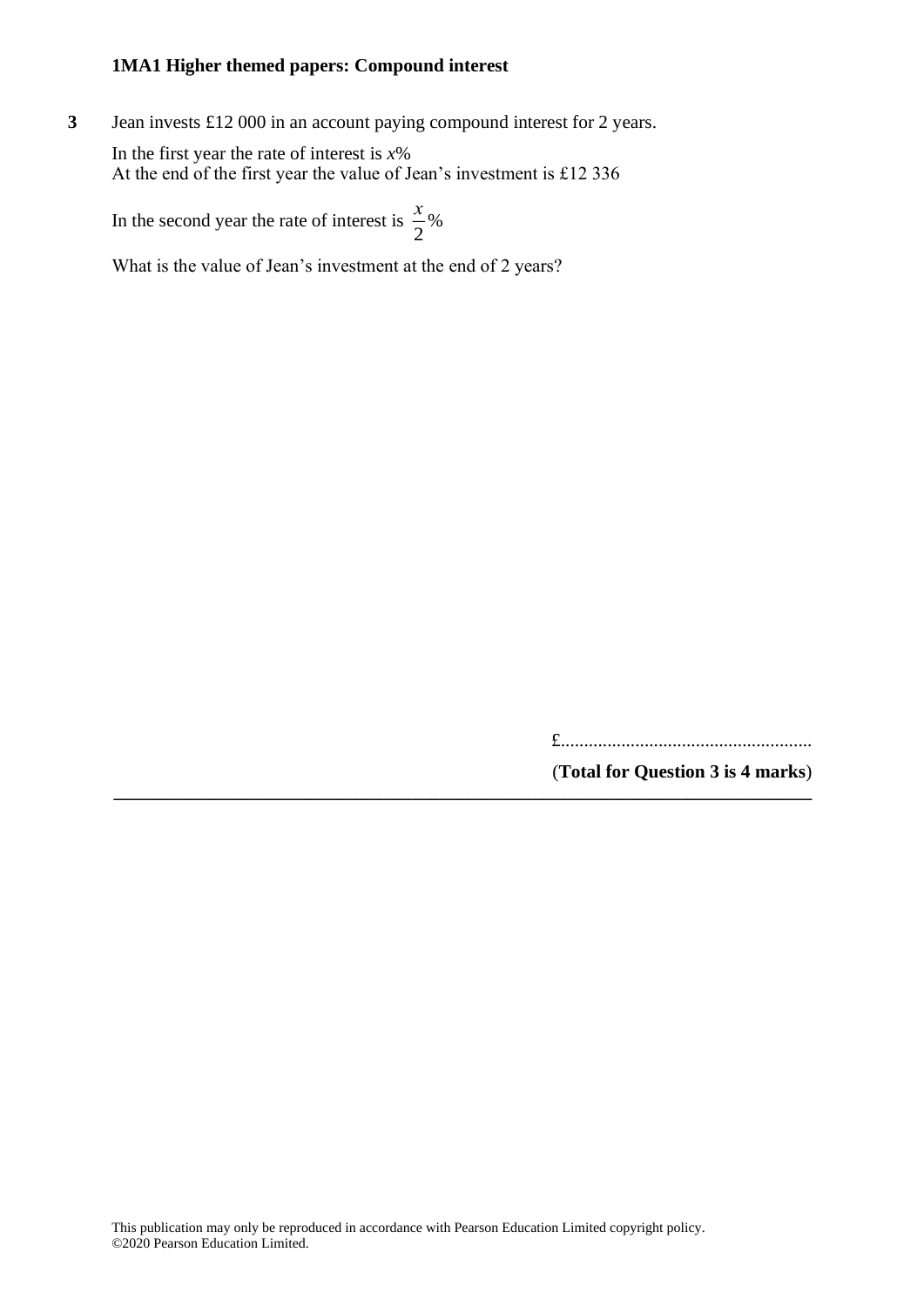**3** Jean invests £12 000 in an account paying compound interest for 2 years.

In the first year the rate of interest is $x$%
At the end of the first year the value of Jean's investment is £12 336

In the second year the rate of interest is $\frac{x}{2}$%

What is the value of Jean's investment at the end of 2 years?

£......................................................

(**Total for Question 3 is 4 marks**)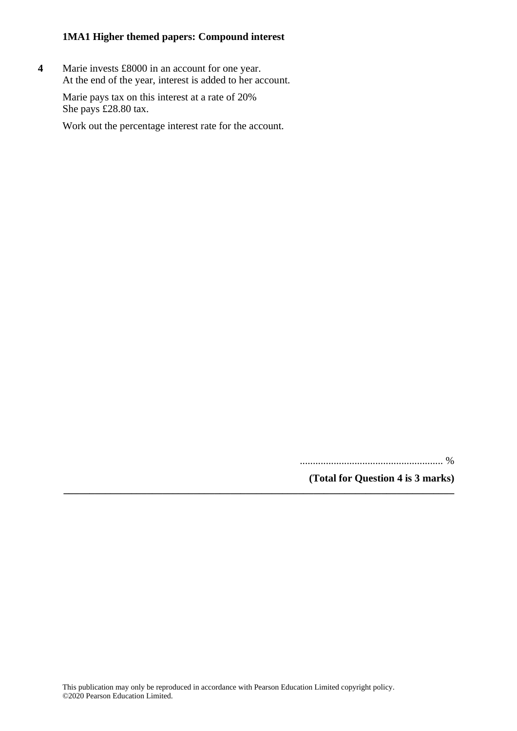**1MA1 Higher themed papers: Compound interest**

**4** Marie invests £8000 in an account for one year.
At the end of the year, interest is added to her account.

Marie pays tax on this interest at a rate of 20%
She pays £28.80 tax.

Work out the percentage interest rate for the account.

....................................................... %

**(Total for Question 4 is 3 marks)**

---

This publication may only be reproduced in accordance with Pearson Education Limited copyright policy.
©2020 Pearson Education Limited.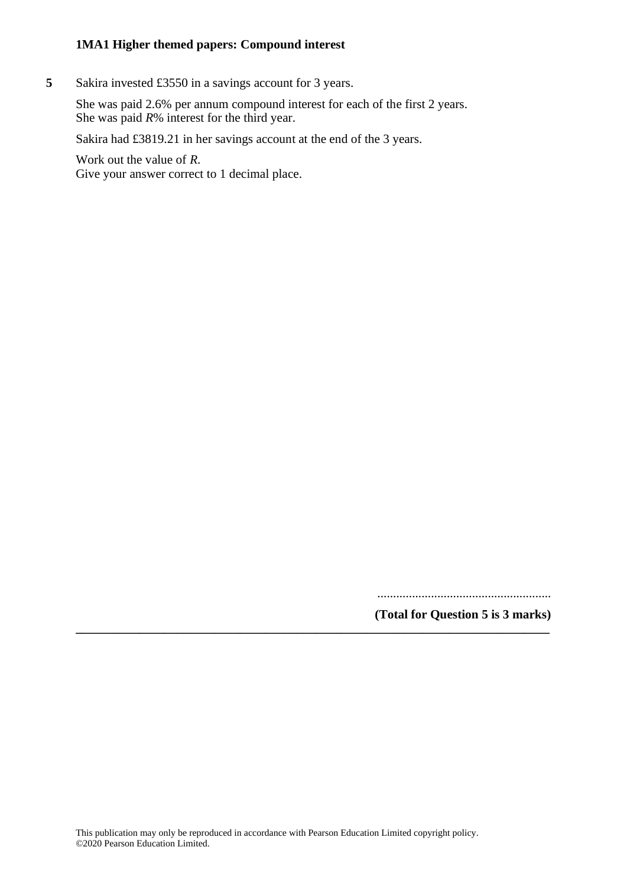**5** Sakira invested £3550 in a savings account for 3 years.

She was paid 2.6% per annum compound interest for each of the first 2 years.
She was paid $R$% interest for the third year.

Sakira had £3819.21 in her savings account at the end of the 3 years.

Work out the value of $R$.
Give your answer correct to 1 decimal place.

.......................................................

**(Total for Question 5 is 3 marks)**

---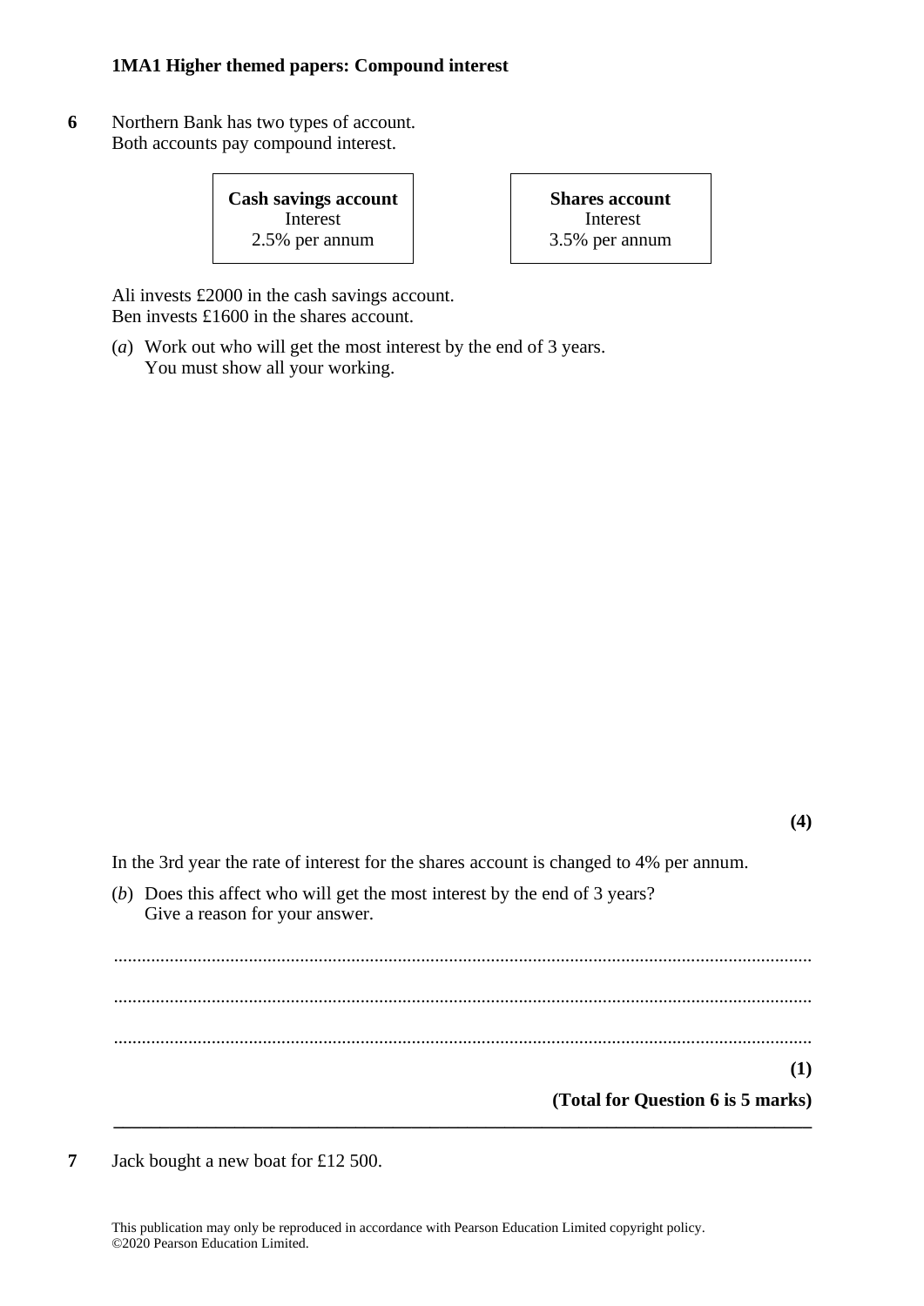**6** Northern Bank has two types of account.
Both accounts pay compound interest.

| **Cash savings account** | **Shares account** |
|---|---|
| Interest | Interest |
| 2.5% per annum | 3.5% per annum |

Ali invests £2000 in the cash savings account.
Ben invests £1600 in the shares account.

(*a*) Work out who will get the most interest by the end of 3 years.
You must show all your working.

**(4)**

In the 3rd year the rate of interest for the shares account is changed to 4% per annum.

(*b*) Does this affect who will get the most interest by the end of 3 years?
Give a reason for your answer.

.......................................................................................................................................

.......................................................................................................................................

.......................................................................................................................................

**(1)**

**(Total for Question 6 is 5 marks)**

---

**7** Jack bought a new boat for £12 500.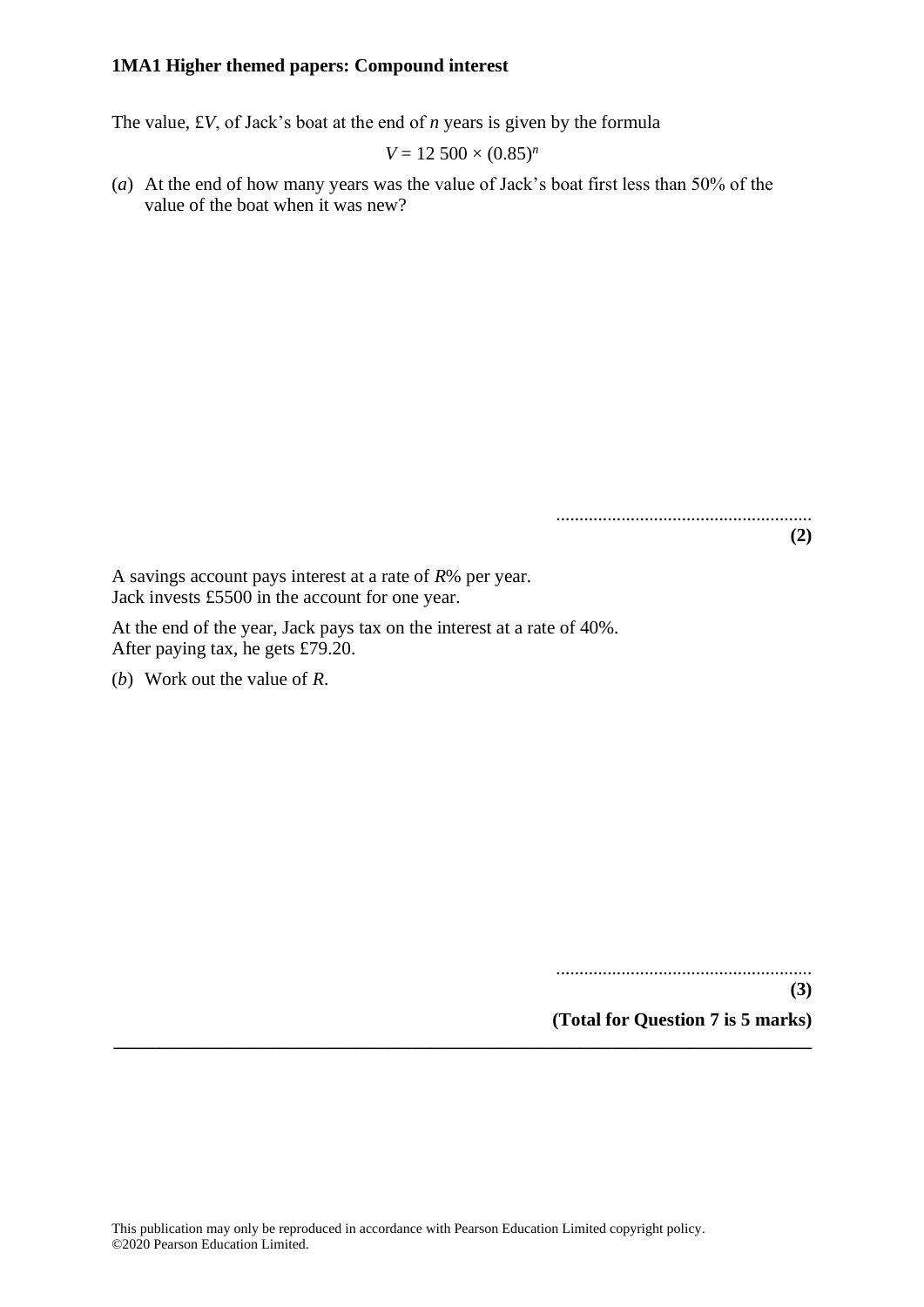The value, £$V$, of Jack's boat at the end of $n$ years is given by the formula

$$V = 12\,500 \times (0.85)^n$$

(*a*) At the end of how many years was the value of Jack's boat first less than 50% of the value of the boat when it was new?

.......................................................
**(2)**

A savings account pays interest at a rate of $R$% per year.
Jack invests £5500 in the account for one year.

At the end of the year, Jack pays tax on the interest at a rate of 40%.
After paying tax, he gets £79.20.

(*b*) Work out the value of $R$.

.......................................................
**(3)**

**(Total for Question 7 is 5 marks)**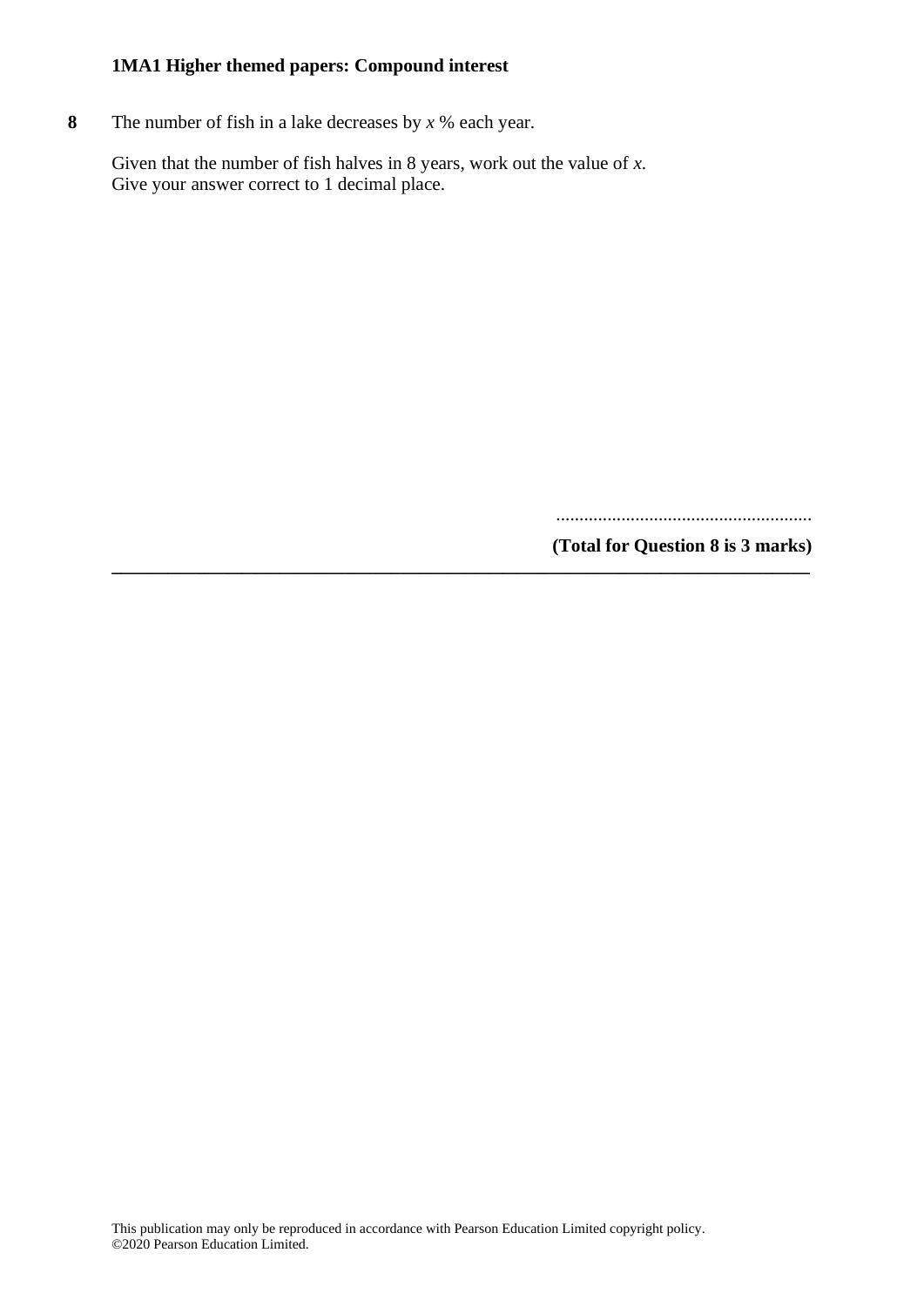**8** The number of fish in a lake decreases by $x$ % each year.

Given that the number of fish halves in 8 years, work out the value of $x$.
Give your answer correct to 1 decimal place.

.......................................................

**(Total for Question 8 is 3 marks)**

---

This publication may only be reproduced in accordance with Pearson Education Limited copyright policy.
©2020 Pearson Education Limited.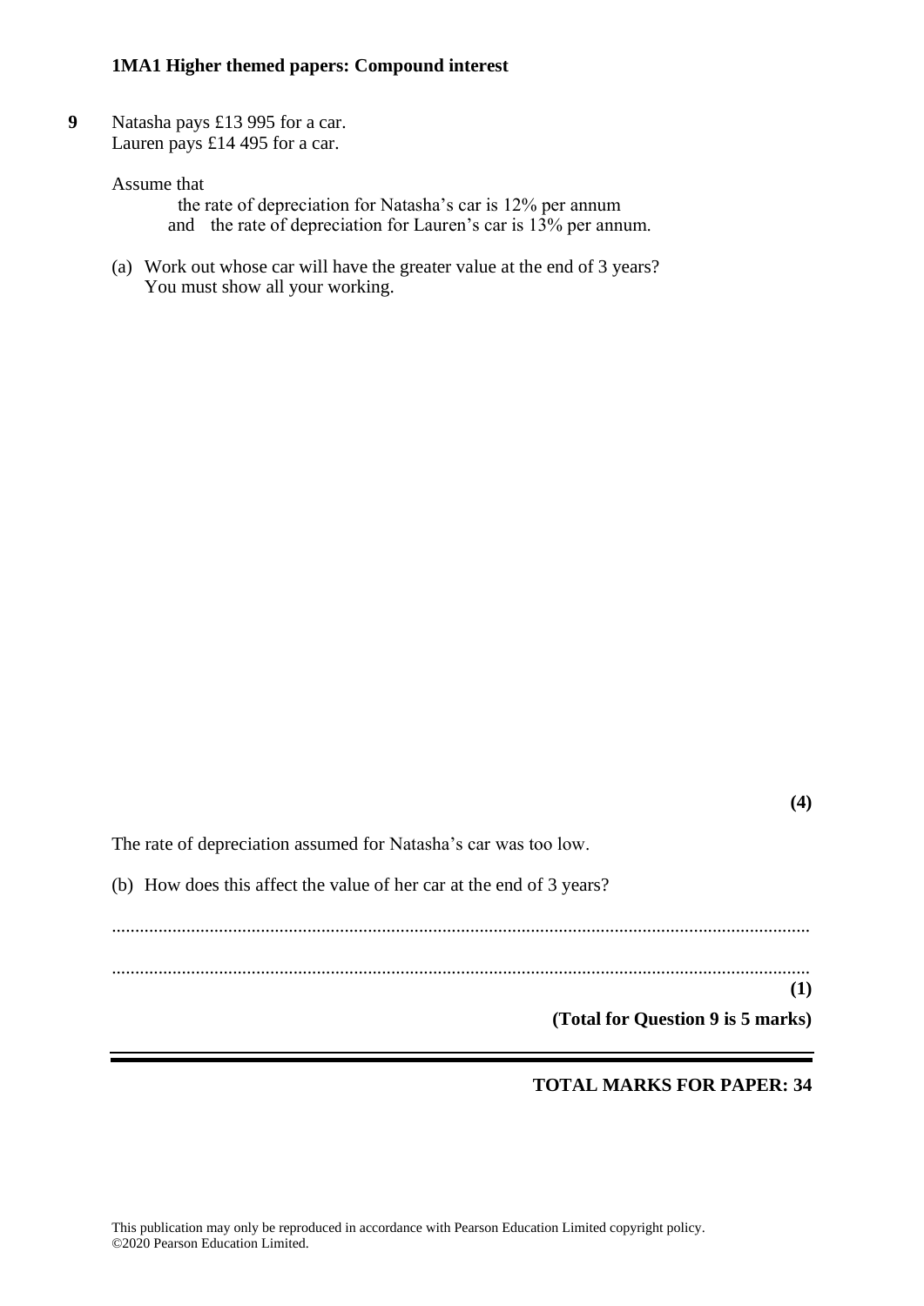**9** Natasha pays £13 995 for a car.
Lauren pays £14 495 for a car.

Assume that
the rate of depreciation for Natasha's car is 12% per annum
and the rate of depreciation for Lauren's car is 13% per annum.

(a) Work out whose car will have the greater value at the end of 3 years?
You must show all your working.

**(4)**

The rate of depreciation assumed for Natasha's car was too low.

(b) How does this affect the value of her car at the end of 3 years?

....................................................................................................................................................

....................................................................................................................................................

**(1)**

**(Total for Question 9 is 5 marks)**

**TOTAL MARKS FOR PAPER: 34**

This publication may only be reproduced in accordance with Pearson Education Limited copyright policy.
©2020 Pearson Education Limited.